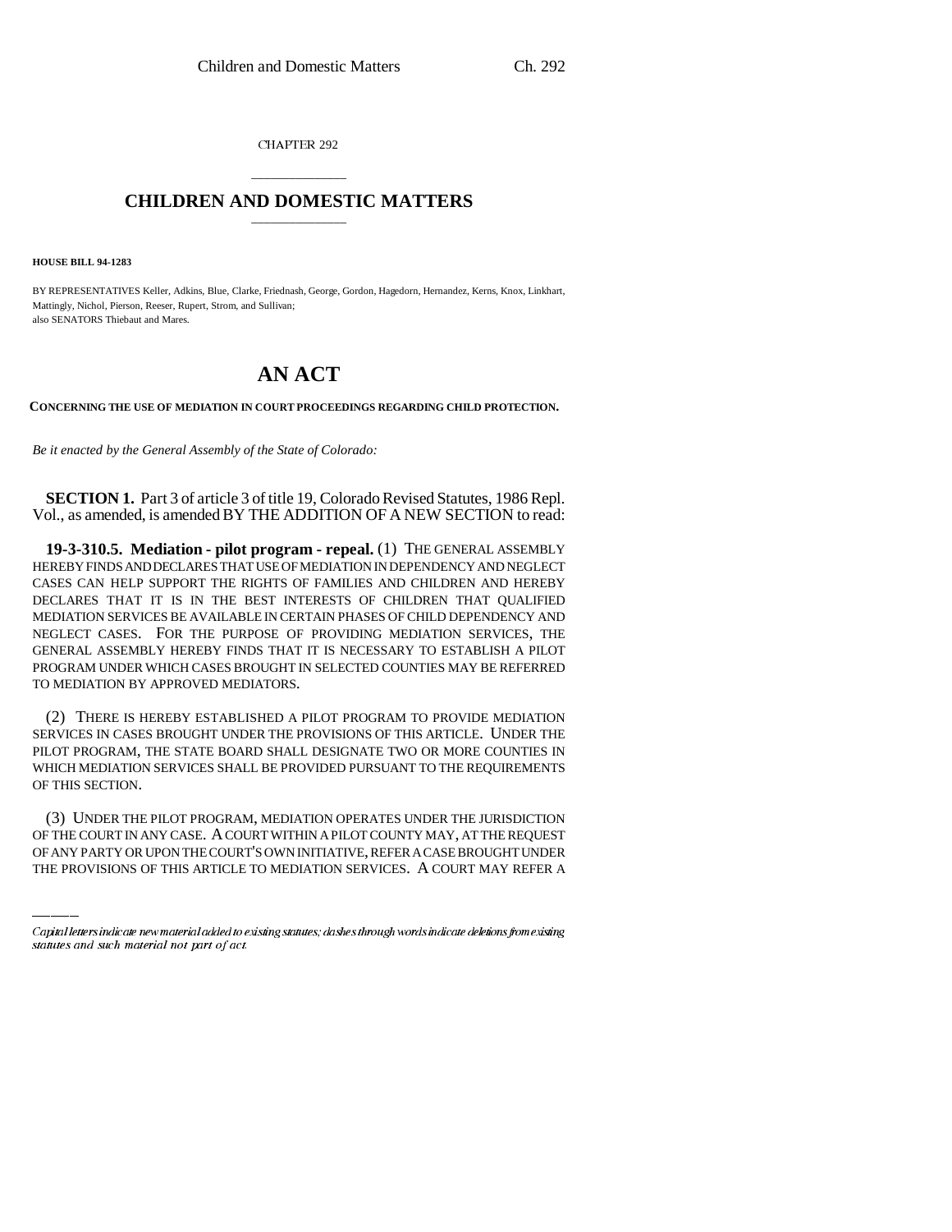CHAPTER 292

# CHILDREN AND DOMESTIC MATTERS

**HOUSE BILL 94-1283**

BY REPRESENTATIVES Keller, Adkins, Blue, Clarke, Friednash, George, Gordon, Hagedorn, Hernandez, Kerns, Knox, Linkhart, Mattingly, Nichol, Pierson, Reeser, Rupert, Strom, and Sullivan;
also SENATORS Thiebaut and Mares.

# AN ACT

**CONCERNING THE USE OF MEDIATION IN COURT PROCEEDINGS REGARDING CHILD PROTECTION.**

*Be it enacted by the General Assembly of the State of Colorado:*

**SECTION 1.** Part 3 of article 3 of title 19, Colorado Revised Statutes, 1986 Repl. Vol., as amended, is amended BY THE ADDITION OF A NEW SECTION to read:

**19-3-310.5. Mediation - pilot program - repeal.** (1) THE GENERAL ASSEMBLY HEREBY FINDS AND DECLARES THAT USE OF MEDIATION IN DEPENDENCY AND NEGLECT CASES CAN HELP SUPPORT THE RIGHTS OF FAMILIES AND CHILDREN AND HEREBY DECLARES THAT IT IS IN THE BEST INTERESTS OF CHILDREN THAT QUALIFIED MEDIATION SERVICES BE AVAILABLE IN CERTAIN PHASES OF CHILD DEPENDENCY AND NEGLECT CASES. FOR THE PURPOSE OF PROVIDING MEDIATION SERVICES, THE GENERAL ASSEMBLY HEREBY FINDS THAT IT IS NECESSARY TO ESTABLISH A PILOT PROGRAM UNDER WHICH CASES BROUGHT IN SELECTED COUNTIES MAY BE REFERRED TO MEDIATION BY APPROVED MEDIATORS.

(2) THERE IS HEREBY ESTABLISHED A PILOT PROGRAM TO PROVIDE MEDIATION SERVICES IN CASES BROUGHT UNDER THE PROVISIONS OF THIS ARTICLE. UNDER THE PILOT PROGRAM, THE STATE BOARD SHALL DESIGNATE TWO OR MORE COUNTIES IN WHICH MEDIATION SERVICES SHALL BE PROVIDED PURSUANT TO THE REQUIREMENTS OF THIS SECTION.

(3) UNDER THE PILOT PROGRAM, MEDIATION OPERATES UNDER THE JURISDICTION OF THE COURT IN ANY CASE. A COURT WITHIN A PILOT COUNTY MAY, AT THE REQUEST OF ANY PARTY OR UPON THE COURT'S OWN INITIATIVE, REFER A CASE BROUGHT UNDER THE PROVISIONS OF THIS ARTICLE TO MEDIATION SERVICES. A COURT MAY REFER A

*Capital letters indicate new material added to existing statutes; dashes through words indicate deletions from existing statutes and such material not part of act.*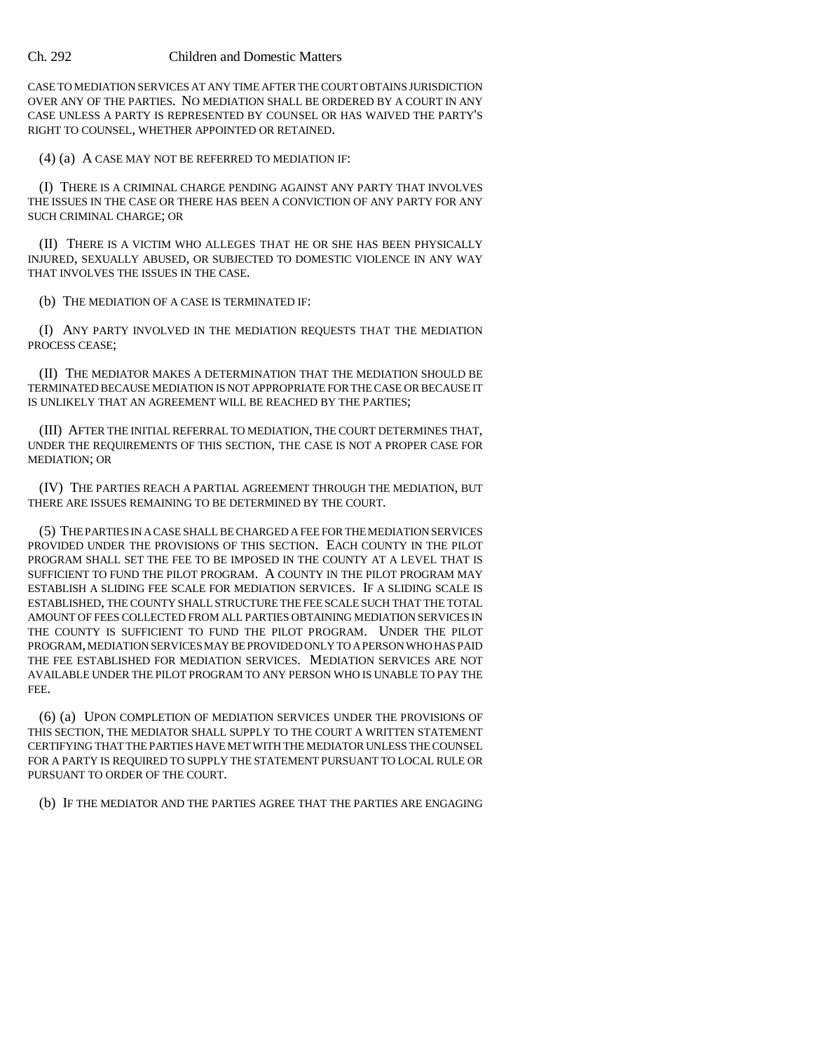CASE TO MEDIATION SERVICES AT ANY TIME AFTER THE COURT OBTAINS JURISDICTION OVER ANY OF THE PARTIES. NO MEDIATION SHALL BE ORDERED BY A COURT IN ANY CASE UNLESS A PARTY IS REPRESENTED BY COUNSEL OR HAS WAIVED THE PARTY'S RIGHT TO COUNSEL, WHETHER APPOINTED OR RETAINED.

(4) (a) A CASE MAY NOT BE REFERRED TO MEDIATION IF:

(I) THERE IS A CRIMINAL CHARGE PENDING AGAINST ANY PARTY THAT INVOLVES THE ISSUES IN THE CASE OR THERE HAS BEEN A CONVICTION OF ANY PARTY FOR ANY SUCH CRIMINAL CHARGE; OR

(II) THERE IS A VICTIM WHO ALLEGES THAT HE OR SHE HAS BEEN PHYSICALLY INJURED, SEXUALLY ABUSED, OR SUBJECTED TO DOMESTIC VIOLENCE IN ANY WAY THAT INVOLVES THE ISSUES IN THE CASE.

(b) THE MEDIATION OF A CASE IS TERMINATED IF:

(I) ANY PARTY INVOLVED IN THE MEDIATION REQUESTS THAT THE MEDIATION PROCESS CEASE;

(II) THE MEDIATOR MAKES A DETERMINATION THAT THE MEDIATION SHOULD BE TERMINATED BECAUSE MEDIATION IS NOT APPROPRIATE FOR THE CASE OR BECAUSE IT IS UNLIKELY THAT AN AGREEMENT WILL BE REACHED BY THE PARTIES;

(III) AFTER THE INITIAL REFERRAL TO MEDIATION, THE COURT DETERMINES THAT, UNDER THE REQUIREMENTS OF THIS SECTION, THE CASE IS NOT A PROPER CASE FOR MEDIATION; OR

(IV) THE PARTIES REACH A PARTIAL AGREEMENT THROUGH THE MEDIATION, BUT THERE ARE ISSUES REMAINING TO BE DETERMINED BY THE COURT.

(5) THE PARTIES IN A CASE SHALL BE CHARGED A FEE FOR THE MEDIATION SERVICES PROVIDED UNDER THE PROVISIONS OF THIS SECTION. EACH COUNTY IN THE PILOT PROGRAM SHALL SET THE FEE TO BE IMPOSED IN THE COUNTY AT A LEVEL THAT IS SUFFICIENT TO FUND THE PILOT PROGRAM. A COUNTY IN THE PILOT PROGRAM MAY ESTABLISH A SLIDING FEE SCALE FOR MEDIATION SERVICES. IF A SLIDING SCALE IS ESTABLISHED, THE COUNTY SHALL STRUCTURE THE FEE SCALE SUCH THAT THE TOTAL AMOUNT OF FEES COLLECTED FROM ALL PARTIES OBTAINING MEDIATION SERVICES IN THE COUNTY IS SUFFICIENT TO FUND THE PILOT PROGRAM. UNDER THE PILOT PROGRAM, MEDIATION SERVICES MAY BE PROVIDED ONLY TO A PERSON WHO HAS PAID THE FEE ESTABLISHED FOR MEDIATION SERVICES. MEDIATION SERVICES ARE NOT AVAILABLE UNDER THE PILOT PROGRAM TO ANY PERSON WHO IS UNABLE TO PAY THE FEE.

(6) (a) UPON COMPLETION OF MEDIATION SERVICES UNDER THE PROVISIONS OF THIS SECTION, THE MEDIATOR SHALL SUPPLY TO THE COURT A WRITTEN STATEMENT CERTIFYING THAT THE PARTIES HAVE MET WITH THE MEDIATOR UNLESS THE COUNSEL FOR A PARTY IS REQUIRED TO SUPPLY THE STATEMENT PURSUANT TO LOCAL RULE OR PURSUANT TO ORDER OF THE COURT.

(b) IF THE MEDIATOR AND THE PARTIES AGREE THAT THE PARTIES ARE ENGAGING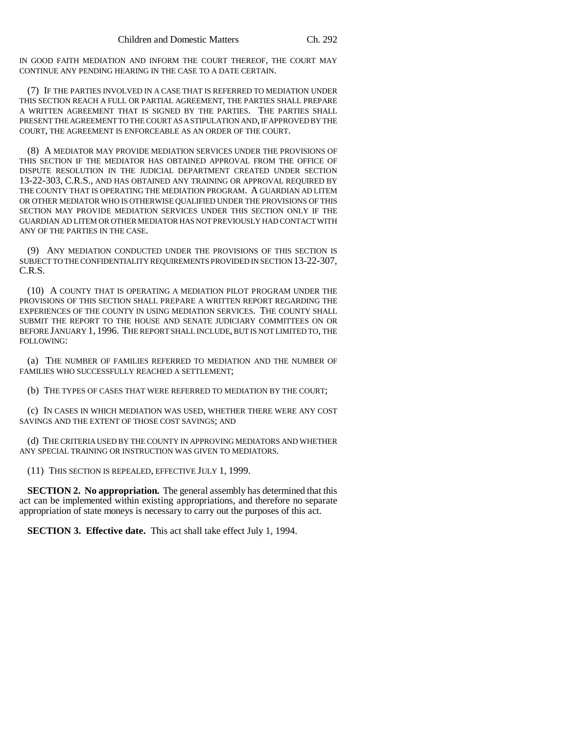IN GOOD FAITH MEDIATION AND INFORM THE COURT THEREOF, THE COURT MAY CONTINUE ANY PENDING HEARING IN THE CASE TO A DATE CERTAIN.

(7) IF THE PARTIES INVOLVED IN A CASE THAT IS REFERRED TO MEDIATION UNDER THIS SECTION REACH A FULL OR PARTIAL AGREEMENT, THE PARTIES SHALL PREPARE A WRITTEN AGREEMENT THAT IS SIGNED BY THE PARTIES. THE PARTIES SHALL PRESENT THE AGREEMENT TO THE COURT AS A STIPULATION AND, IF APPROVED BY THE COURT, THE AGREEMENT IS ENFORCEABLE AS AN ORDER OF THE COURT.

(8) A MEDIATOR MAY PROVIDE MEDIATION SERVICES UNDER THE PROVISIONS OF THIS SECTION IF THE MEDIATOR HAS OBTAINED APPROVAL FROM THE OFFICE OF DISPUTE RESOLUTION IN THE JUDICIAL DEPARTMENT CREATED UNDER SECTION 13-22-303, C.R.S., AND HAS OBTAINED ANY TRAINING OR APPROVAL REQUIRED BY THE COUNTY THAT IS OPERATING THE MEDIATION PROGRAM. A GUARDIAN AD LITEM OR OTHER MEDIATOR WHO IS OTHERWISE QUALIFIED UNDER THE PROVISIONS OF THIS SECTION MAY PROVIDE MEDIATION SERVICES UNDER THIS SECTION ONLY IF THE GUARDIAN AD LITEM OR OTHER MEDIATOR HAS NOT PREVIOUSLY HAD CONTACT WITH ANY OF THE PARTIES IN THE CASE.

(9) ANY MEDIATION CONDUCTED UNDER THE PROVISIONS OF THIS SECTION IS SUBJECT TO THE CONFIDENTIALITY REQUIREMENTS PROVIDED IN SECTION 13-22-307, C.R.S.

(10) A COUNTY THAT IS OPERATING A MEDIATION PILOT PROGRAM UNDER THE PROVISIONS OF THIS SECTION SHALL PREPARE A WRITTEN REPORT REGARDING THE EXPERIENCES OF THE COUNTY IN USING MEDIATION SERVICES. THE COUNTY SHALL SUBMIT THE REPORT TO THE HOUSE AND SENATE JUDICIARY COMMITTEES ON OR BEFORE JANUARY 1, 1996. THE REPORT SHALL INCLUDE, BUT IS NOT LIMITED TO, THE FOLLOWING:

(a) THE NUMBER OF FAMILIES REFERRED TO MEDIATION AND THE NUMBER OF FAMILIES WHO SUCCESSFULLY REACHED A SETTLEMENT;

(b) THE TYPES OF CASES THAT WERE REFERRED TO MEDIATION BY THE COURT;

(c) IN CASES IN WHICH MEDIATION WAS USED, WHETHER THERE WERE ANY COST SAVINGS AND THE EXTENT OF THOSE COST SAVINGS; AND

(d) THE CRITERIA USED BY THE COUNTY IN APPROVING MEDIATORS AND WHETHER ANY SPECIAL TRAINING OR INSTRUCTION WAS GIVEN TO MEDIATORS.

(11) THIS SECTION IS REPEALED, EFFECTIVE JULY 1, 1999.

**SECTION 2. No appropriation.** The general assembly has determined that this act can be implemented within existing appropriations, and therefore no separate appropriation of state moneys is necessary to carry out the purposes of this act.

**SECTION 3. Effective date.** This act shall take effect July 1, 1994.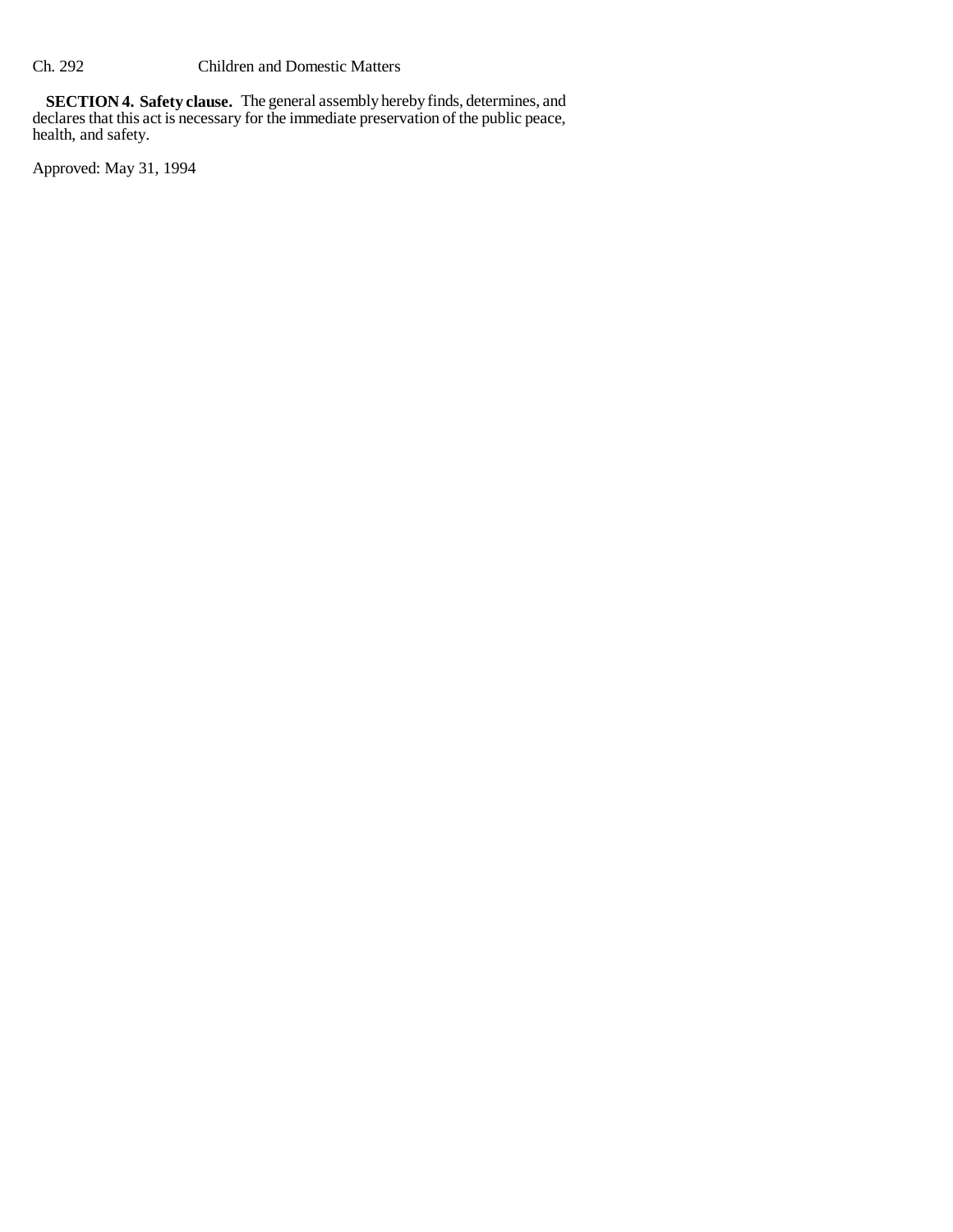**SECTION 4. Safety clause.** The general assembly hereby finds, determines, and declares that this act is necessary for the immediate preservation of the public peace, health, and safety.

Approved: May 31, 1994